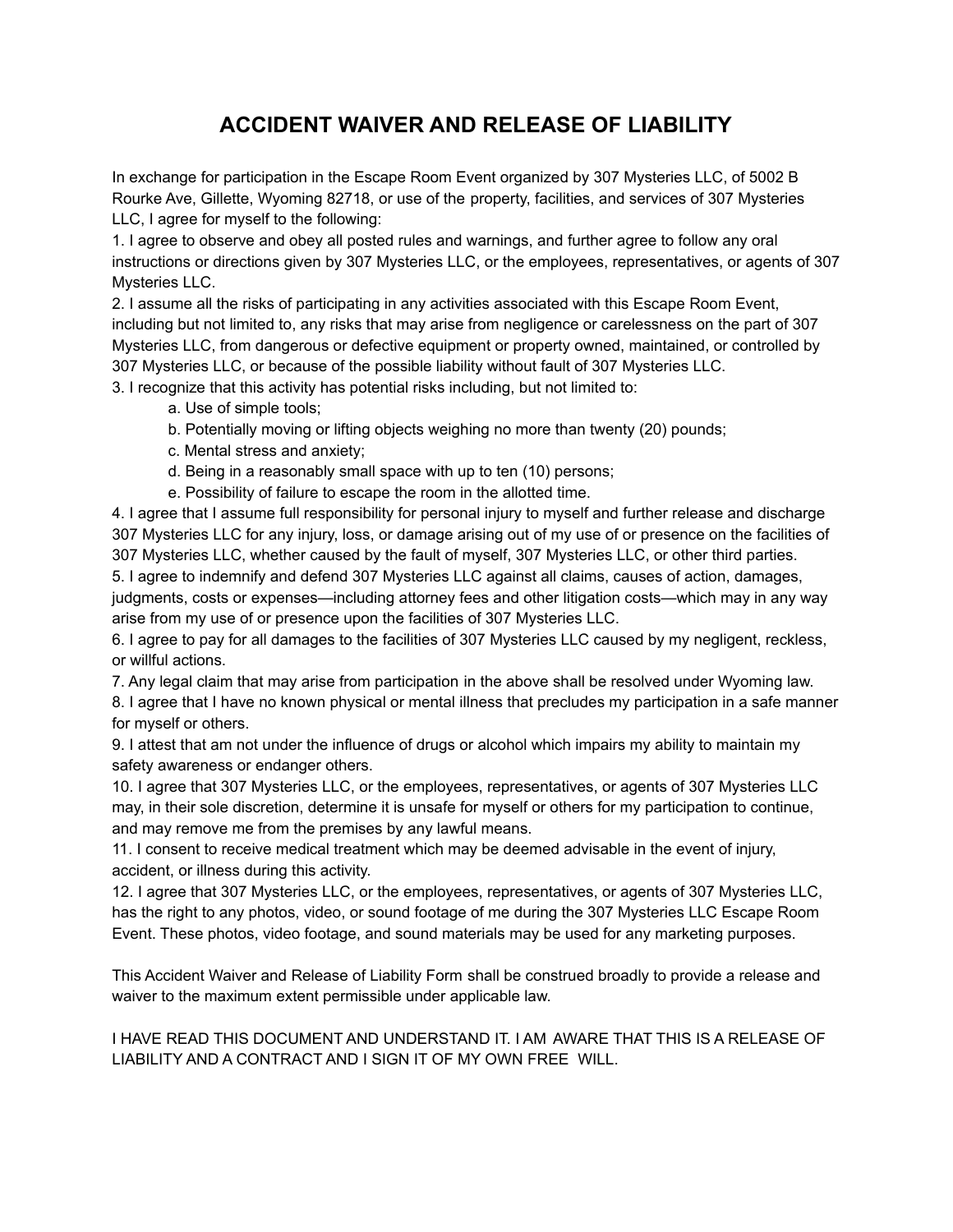# ACCIDENT WAIVER AND RELEASE OF LIABILITY

In exchange for participation in the Escape Room Event organized by 307 Mysteries LLC, of 5002 B Rourke Ave, Gillette, Wyoming 82718, or use of the property, facilities, and services of 307 Mysteries LLC, I agree for myself to the following:

1. I agree to observe and obey all posted rules and warnings, and further agree to follow any oral instructions or directions given by 307 Mysteries LLC, or the employees, representatives, or agents of 307 Mysteries LLC.
2. I assume all the risks of participating in any activities associated with this Escape Room Event, including but not limited to, any risks that may arise from negligence or carelessness on the part of 307 Mysteries LLC, from dangerous or defective equipment or property owned, maintained, or controlled by 307 Mysteries LLC, or because of the possible liability without fault of 307 Mysteries LLC.
3. I recognize that this activity has potential risks including, but not limited to:
    a. Use of simple tools;
    b. Potentially moving or lifting objects weighing no more than twenty (20) pounds;
    c. Mental stress and anxiety;
    d. Being in a reasonably small space with up to ten (10) persons;
    e. Possibility of failure to escape the room in the allotted time.
4. I agree that I assume full responsibility for personal injury to myself and further release and discharge 307 Mysteries LLC for any injury, loss, or damage arising out of my use of or presence on the facilities of 307 Mysteries LLC, whether caused by the fault of myself, 307 Mysteries LLC, or other third parties.
5. I agree to indemnify and defend 307 Mysteries LLC against all claims, causes of action, damages, judgments, costs or expenses—including attorney fees and other litigation costs—which may in any way arise from my use of or presence upon the facilities of 307 Mysteries LLC.
6. I agree to pay for all damages to the facilities of 307 Mysteries LLC caused by my negligent, reckless, or willful actions.
7. Any legal claim that may arise from participation in the above shall be resolved under Wyoming law.
8. I agree that I have no known physical or mental illness that precludes my participation in a safe manner for myself or others.
9. I attest that am not under the influence of drugs or alcohol which impairs my ability to maintain my safety awareness or endanger others.
10. I agree that 307 Mysteries LLC, or the employees, representatives, or agents of 307 Mysteries LLC may, in their sole discretion, determine it is unsafe for myself or others for my participation to continue, and may remove me from the premises by any lawful means.
11. I consent to receive medical treatment which may be deemed advisable in the event of injury, accident, or illness during this activity.
12. I agree that 307 Mysteries LLC, or the employees, representatives, or agents of 307 Mysteries LLC, has the right to any photos, video, or sound footage of me during the 307 Mysteries LLC Escape Room Event. These photos, video footage, and sound materials may be used for any marketing purposes.

This Accident Waiver and Release of Liability Form shall be construed broadly to provide a release and waiver to the maximum extent permissible under applicable law.

I HAVE READ THIS DOCUMENT AND UNDERSTAND IT. I AM AWARE THAT THIS IS A RELEASE OF LIABILITY AND A CONTRACT AND I SIGN IT OF MY OWN FREE WILL.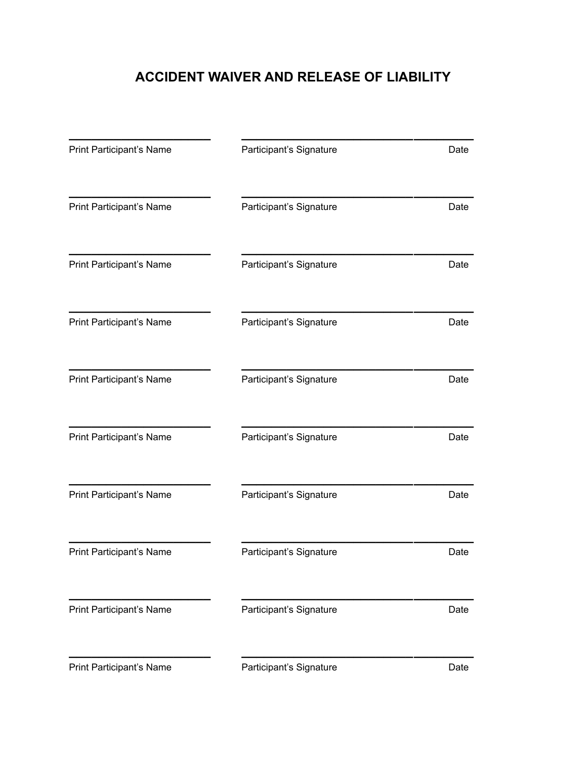# ACCIDENT WAIVER AND RELEASE OF LIABILITY

| | | |
|---|---|---|
| ______________________ | ____________________________ | __________ |
| Print Participant's Name | Participant's Signature | Date |
| ______________________ | ____________________________ | __________ |
| Print Participant's Name | Participant's Signature | Date |
| ______________________ | ____________________________ | __________ |
| Print Participant's Name | Participant's Signature | Date |
| ______________________ | ____________________________ | __________ |
| Print Participant's Name | Participant's Signature | Date |
| ______________________ | ____________________________ | __________ |
| Print Participant's Name | Participant's Signature | Date |
| ______________________ | ____________________________ | __________ |
| Print Participant's Name | Participant's Signature | Date |
| ______________________ | ____________________________ | __________ |
| Print Participant's Name | Participant's Signature | Date |
| ______________________ | ____________________________ | __________ |
| Print Participant's Name | Participant's Signature | Date |
| ______________________ | ____________________________ | __________ |
| Print Participant's Name | Participant's Signature | Date |
| ______________________ | ____________________________ | __________ |
| Print Participant's Name | Participant's Signature | Date |